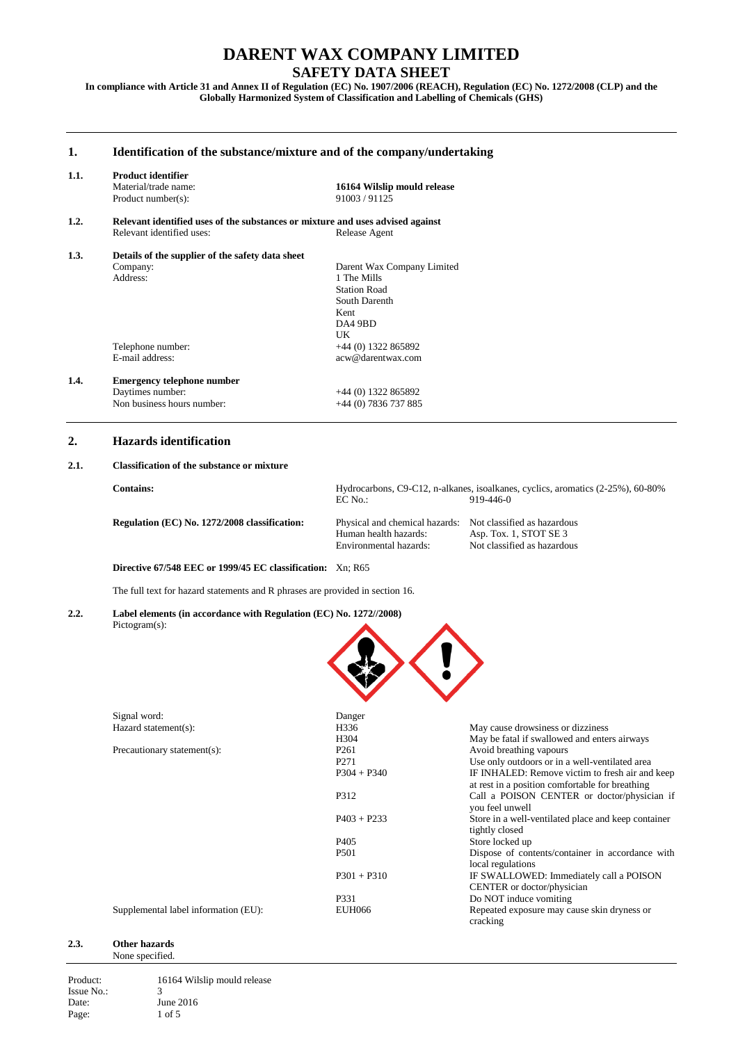# DARENT WAX COMPANY LIMITED

## SAFETY DATA SHEET

**In compliance with Article 31 and Annex II of Regulation (EC) No. 1907/2006 (REACH), Regulation (EC) No. 1272/2008 (CLP) and the Globally Harmonized System of Classification and Labelling of Chemicals (GHS)**

## 1. Identification of the substance/mixture and of the company/undertaking

**1.1. Product identifier**

| | |
|---|---|
| Material/trade name: | **16164 Wilslip mould release** |
| Product number(s): | 91003 / 91125 |

**1.2. Relevant identified uses of the substances or mixture and uses advised against**

| | |
|---|---|
| Relevant identified uses: | Release Agent |

**1.3. Details of the supplier of the safety data sheet**

| | |
|---|---|
| Company: | Darent Wax Company Limited |
| Address: | 1 The Mills<br>Station Road<br>South Darenth<br>Kent<br>DA4 9BD<br>UK |
| Telephone number: | +44 (0) 1322 865892 |
| E-mail address: | acw@darentwax.com |

**1.4. Emergency telephone number**

| | |
|---|---|
| Daytimes number: | +44 (0) 1322 865892 |
| Non business hours number: | +44 (0) 7836 737 885 |

## 2. Hazards identification

**2.1. Classification of the substance or mixture**

**Contains:** Hydrocarbons, C9-C12, n-alkanes, isoalkanes, cyclics, aromatics (2-25%), 60-80%
EC No.: 919-446-0

**Regulation (EC) No. 1272/2008 classification:**

| | |
|---|---|
| Physical and chemical hazards: | Not classified as hazardous |
| Human health hazards: | Asp. Tox. 1, STOT SE 3 |
| Environmental hazards: | Not classified as hazardous |

**Directive 67/548 EEC or 1999/45 EC classification:** Xn; R65

The full text for hazard statements and R phrases are provided in section 16.

**2.2. Label elements (in accordance with Regulation (EC) No. 1272//2008)**

Pictogram(s):

| | | |
|---|---|---|
| Signal word: | Danger | |
| Hazard statement(s): | H336 | May cause drowsiness or dizziness |
| | H304 | May be fatal if swallowed and enters airways |
| Precautionary statement(s): | P261 | Avoid breathing vapours |
| | P271 | Use only outdoors or in a well-ventilated area |
| | P304 + P340 | IF INHALED: Remove victim to fresh air and keep at rest in a position comfortable for breathing |
| | P312 | Call a POISON CENTER or doctor/physician if you feel unwell |
| | P403 + P233 | Store in a well-ventilated place and keep container tightly closed |
| | P405 | Store locked up |
| | P501 | Dispose of contents/container in accordance with local regulations |
| | P301 + P310 | IF SWALLOWED: Immediately call a POISON CENTER or doctor/physician |
| | P331 | Do NOT induce vomiting |
| Supplemental label information (EU): | EUH066 | Repeated exposure may cause skin dryness or cracking |

**2.3. Other hazards**

None specified.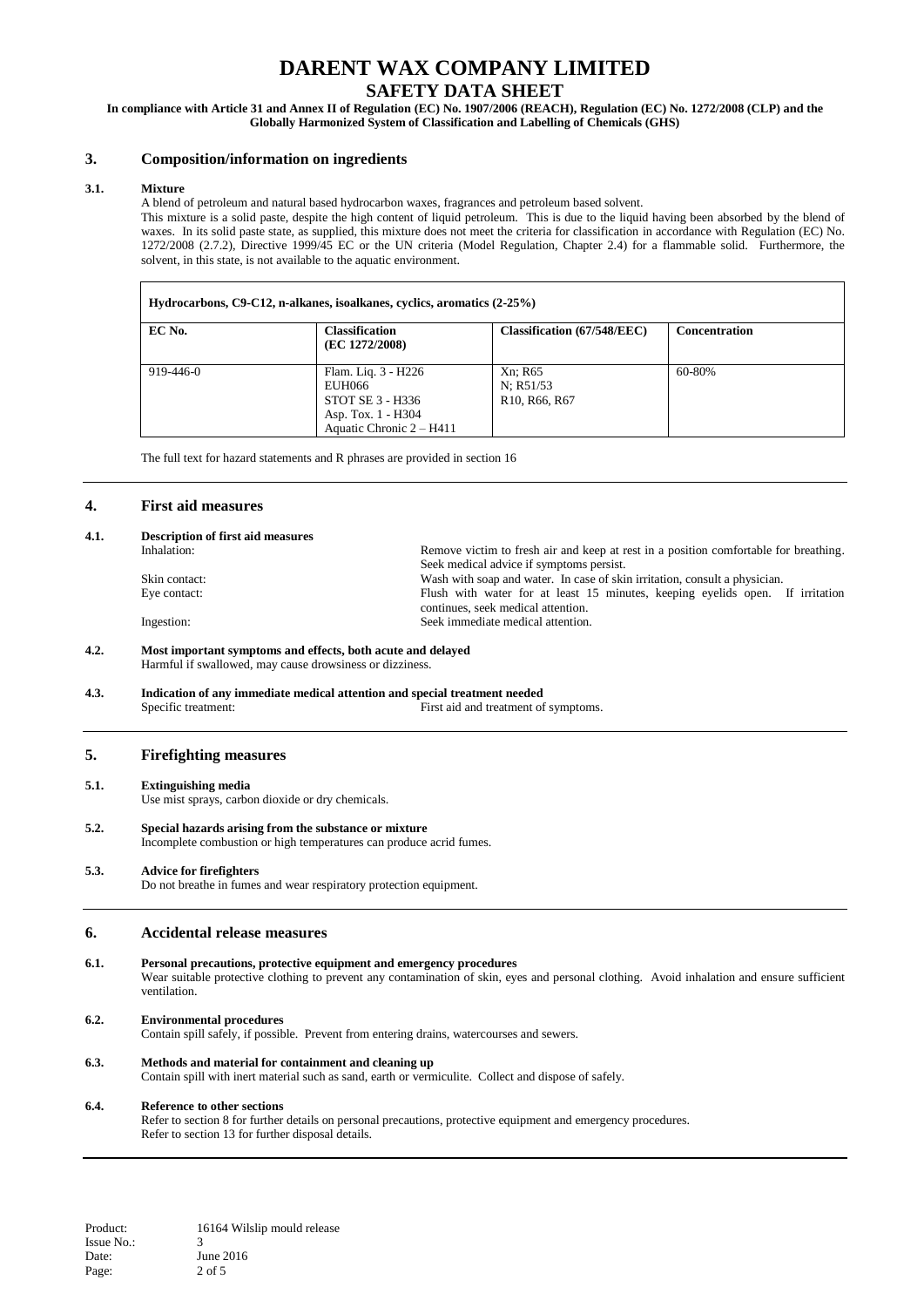# DARENT WAX COMPANY LIMITED

## SAFETY DATA SHEET

**In compliance with Article 31 and Annex II of Regulation (EC) No. 1907/2006 (REACH), Regulation (EC) No. 1272/2008 (CLP) and the Globally Harmonized System of Classification and Labelling of Chemicals (GHS)**

## 3. Composition/information on ingredients

### 3.1. Mixture

A blend of petroleum and natural based hydrocarbon waxes, fragrances and petroleum based solvent.

This mixture is a solid paste, despite the high content of liquid petroleum. This is due to the liquid having been absorbed by the blend of waxes. In its solid paste state, as supplied, this mixture does not meet the criteria for classification in accordance with Regulation (EC) No. 1272/2008 (2.7.2), Directive 1999/45 EC or the UN criteria (Model Regulation, Chapter 2.4) for a flammable solid. Furthermore, the solvent, in this state, is not available to the aquatic environment.

**Hydrocarbons, C9-C12, n-alkanes, isoalkanes, cyclics, aromatics (2-25%)**

| EC No. | Classification (EC 1272/2008) | Classification (67/548/EEC) | Concentration |
|---|---|---|---|
| 919-446-0 | Flam. Liq. 3 - H226<br>EUH066<br>STOT SE 3 - H336<br>Asp. Tox. 1 - H304<br>Aquatic Chronic 2 – H411 | Xn; R65<br>N; R51/53<br>R10, R66, R67 | 60-80% |

The full text for hazard statements and R phrases are provided in section 16

## 4. First aid measures

### 4.1. Description of first aid measures

- Inhalation: Remove victim to fresh air and keep at rest in a position comfortable for breathing. Seek medical advice if symptoms persist.
- Skin contact: Wash with soap and water. In case of skin irritation, consult a physician.
- Eye contact: Flush with water for at least 15 minutes, keeping eyelids open. If irritation continues, seek medical attention.
- Ingestion: Seek immediate medical attention.

### 4.2. Most important symptoms and effects, both acute and delayed

Harmful if swallowed, may cause drowsiness or dizziness.

### 4.3. Indication of any immediate medical attention and special treatment needed

Specific treatment: First aid and treatment of symptoms.

## 5. Firefighting measures

### 5.1. Extinguishing media

Use mist sprays, carbon dioxide or dry chemicals.

### 5.2. Special hazards arising from the substance or mixture

Incomplete combustion or high temperatures can produce acrid fumes.

### 5.3. Advice for firefighters

Do not breathe in fumes and wear respiratory protection equipment.

## 6. Accidental release measures

### 6.1. Personal precautions, protective equipment and emergency procedures

Wear suitable protective clothing to prevent any contamination of skin, eyes and personal clothing. Avoid inhalation and ensure sufficient ventilation.

### 6.2. Environmental procedures

Contain spill safely, if possible. Prevent from entering drains, watercourses and sewers.

### 6.3. Methods and material for containment and cleaning up

Contain spill with inert material such as sand, earth or vermiculite. Collect and dispose of safely.

### 6.4. Reference to other sections

Refer to section 8 for further details on personal precautions, protective equipment and emergency procedures.
Refer to section 13 for further disposal details.

Product: 16164 Wilslip mould release
Issue No.: 3
Date: June 2016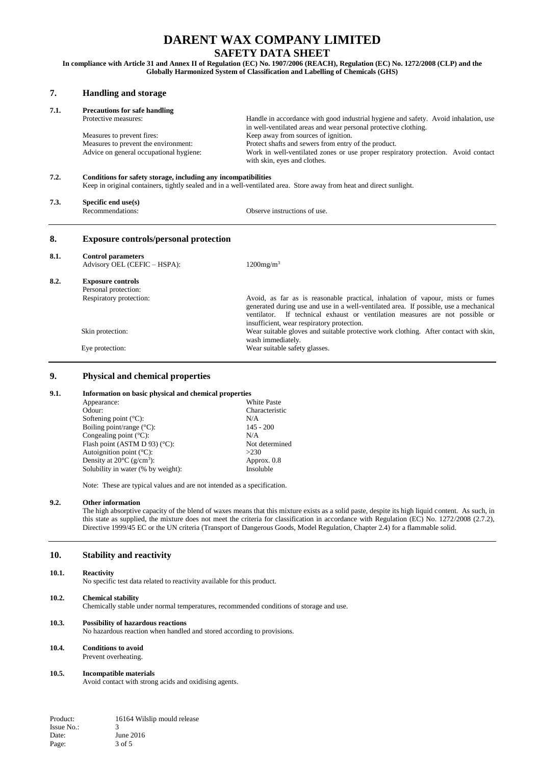# DARENT WAX COMPANY LIMITED

## SAFETY DATA SHEET

**In compliance with Article 31 and Annex II of Regulation (EC) No. 1907/2006 (REACH), Regulation (EC) No. 1272/2008 (CLP) and the Globally Harmonized System of Classification and Labelling of Chemicals (GHS)**

## 7. Handling and storage

**7.1. Precautions for safe handling**

| | |
|---|---|
| Protective measures: | Handle in accordance with good industrial hygiene and safety. Avoid inhalation, use in well-ventilated areas and wear personal protective clothing. |
| Measures to prevent fires: | Keep away from sources of ignition. |
| Measures to prevent the environment: | Protect shafts and sewers from entry of the product. |
| Advice on general occupational hygiene: | Work in well-ventilated zones or use proper respiratory protection. Avoid contact with skin, eyes and clothes. |

**7.2. Conditions for safety storage, including any incompatibilities**

Keep in original containers, tightly sealed and in a well-ventilated area. Store away from heat and direct sunlight.

**7.3. Specific end use(s)**

| | |
|---|---|
| Recommendations: | Observe instructions of use. |

## 8. Exposure controls/personal protection

**8.1. Control parameters**

| | |
|---|---|
| Advisory OEL (CEFIC – HSPA): | 1200mg/m$^3$ |

**8.2. Exposure controls**

Personal protection:

| | |
|---|---|
| Respiratory protection: | Avoid, as far as is reasonable practical, inhalation of vapour, mists or fumes generated during use and use in a well-ventilated area. If possible, use a mechanical ventilator. If technical exhaust or ventilation measures are not possible or insufficient, wear respiratory protection. |
| Skin protection: | Wear suitable gloves and suitable protective work clothing. After contact with skin, wash immediately. |
| Eye protection: | Wear suitable safety glasses. |

## 9. Physical and chemical properties

**9.1. Information on basic physical and chemical properties**

| | |
|---|---|
| Appearance: | White Paste |
| Odour: | Characteristic |
| Softening point (°C): | N/A |
| Boiling point/range (°C): | 145 - 200 |
| Congealing point (°C): | N/A |
| Flash point (ASTM D 93) (°C): | Not determined |
| Autoignition point (°C): | >230 |
| Density at 20°C (g/cm$^3$): | Approx. 0.8 |
| Solubility in water (% by weight): | Insoluble |

Note: These are typical values and are not intended as a specification.

**9.2. Other information**

The high absorptive capacity of the blend of waxes means that this mixture exists as a solid paste, despite its high liquid content. As such, in this state as supplied, the mixture does not meet the criteria for classification in accordance with Regulation (EC) No. 1272/2008 (2.7.2), Directive 1999/45 EC or the UN criteria (Transport of Dangerous Goods, Model Regulation, Chapter 2.4) for a flammable solid.

## 10. Stability and reactivity

**10.1. Reactivity**

No specific test data related to reactivity available for this product.

**10.2. Chemical stability**

Chemically stable under normal temperatures, recommended conditions of storage and use.

**10.3. Possibility of hazardous reactions**

No hazardous reaction when handled and stored according to provisions.

**10.4. Conditions to avoid**

Prevent overheating.

**10.5. Incompatible materials**

Avoid contact with strong acids and oxidising agents.

| | |
|---|---|
| Product: | 16164 Wilslip mould release |
| Issue No.: | 3 |
| Date: | June 2016 |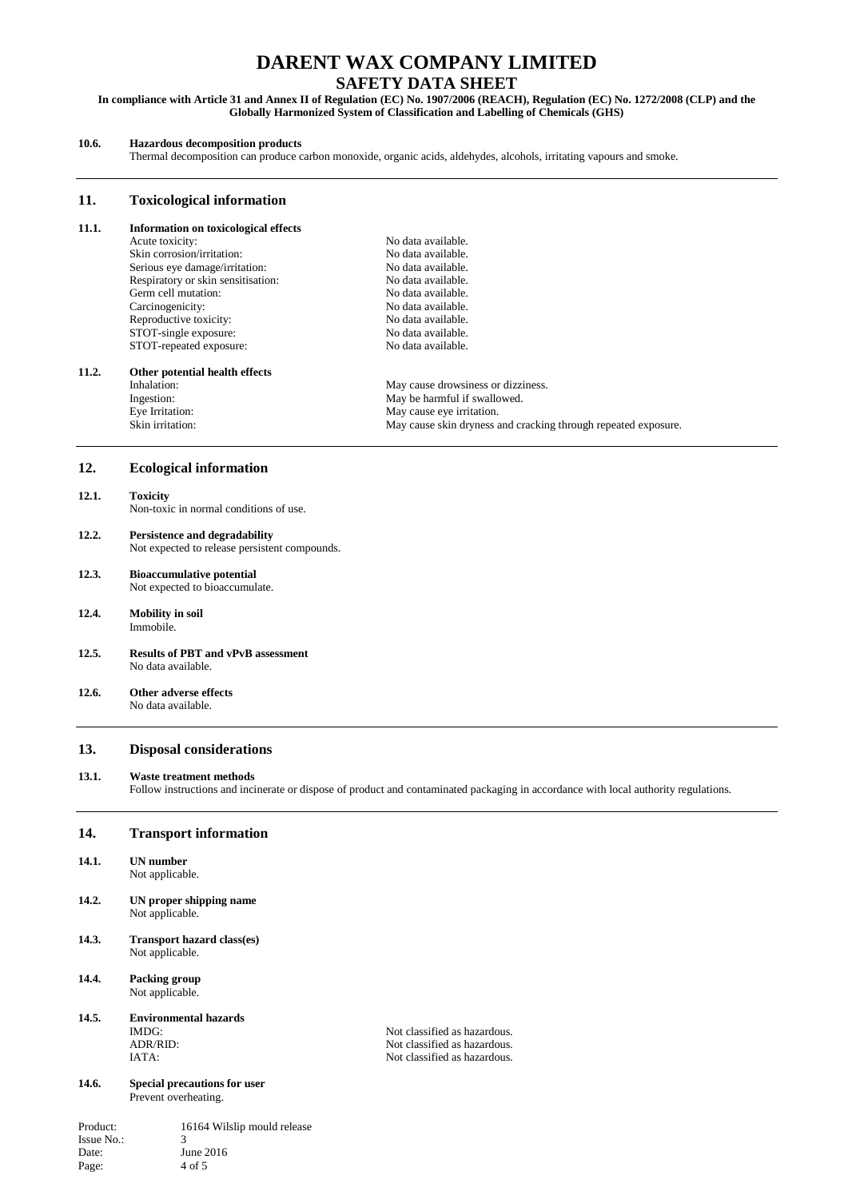**10.6. Hazardous decomposition products**

Thermal decomposition can produce carbon monoxide, organic acids, aldehydes, alcohols, irritating vapours and smoke.

## 11. Toxicological information

**11.1. Information on toxicological effects**

| | |
|---|---|
| Acute toxicity: | No data available. |
| Skin corrosion/irritation: | No data available. |
| Serious eye damage/irritation: | No data available. |
| Respiratory or skin sensitisation: | No data available. |
| Germ cell mutation: | No data available. |
| Carcinogenicity: | No data available. |
| Reproductive toxicity: | No data available. |
| STOT-single exposure: | No data available. |
| STOT-repeated exposure: | No data available. |

**11.2. Other potential health effects**

| | |
|---|---|
| Inhalation: | May cause drowsiness or dizziness. |
| Ingestion: | May be harmful if swallowed. |
| Eye Irritation: | May cause eye irritation. |
| Skin irritation: | May cause skin dryness and cracking through repeated exposure. |

## 12. Ecological information

**12.1. Toxicity**

Non-toxic in normal conditions of use.

**12.2. Persistence and degradability**

Not expected to release persistent compounds.

**12.3. Bioaccumulative potential**

Not expected to bioaccumulate.

**12.4. Mobility in soil**

Immobile.

**12.5. Results of PBT and vPvB assessment**

No data available.

**12.6. Other adverse effects**

No data available.

## 13. Disposal considerations

**13.1. Waste treatment methods**

Follow instructions and incinerate or dispose of product and contaminated packaging in accordance with local authority regulations.

## 14. Transport information

**14.1. UN number**

Not applicable.

**14.2. UN proper shipping name**

Not applicable.

**14.3. Transport hazard class(es)**

Not applicable.

**14.4. Packing group**

Not applicable.

**14.5. Environmental hazards**

| | |
|---|---|
| IMDG: | Not classified as hazardous. |
| ADR/RID: | Not classified as hazardous. |
| IATA: | Not classified as hazardous. |

**14.6. Special precautions for user**

Prevent overheating.

| | |
|---|---|
| Product: | 16164 Wilslip mould release |
| Issue No.: | 3 |
| Date: | June 2016 |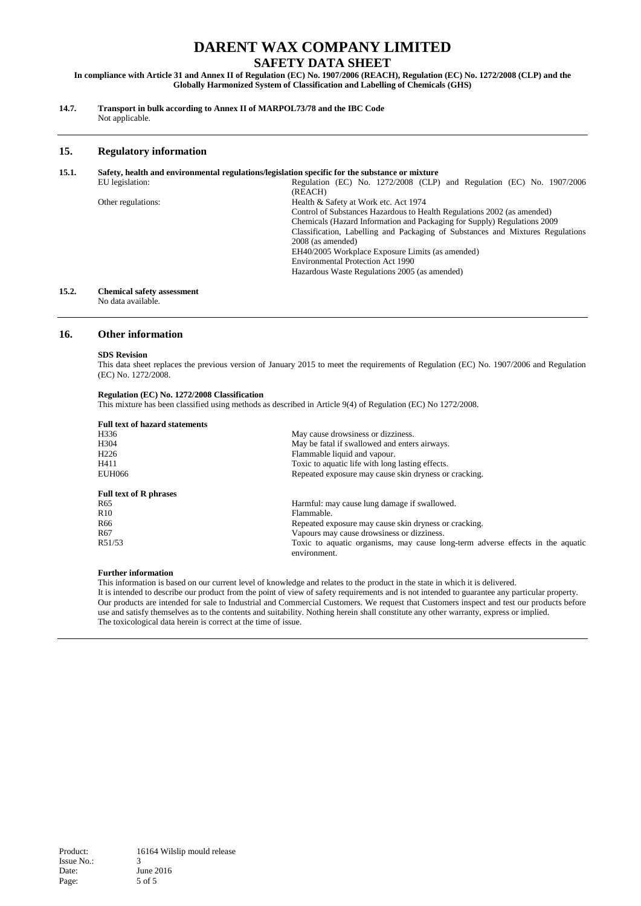**14.7. Transport in bulk according to Annex II of MARPOL73/78 and the IBC Code**

Not applicable.

## 15. Regulatory information

**15.1. Safety, health and environmental regulations/legislation specific for the substance or mixture**

| | |
|---|---|
| EU legislation: | Regulation (EC) No. 1272/2008 (CLP) and Regulation (EC) No. 1907/2006 (REACH) |
| Other regulations: | Health & Safety at Work etc. Act 1974<br>Control of Substances Hazardous to Health Regulations 2002 (as amended)<br>Chemicals (Hazard Information and Packaging for Supply) Regulations 2009<br>Classification, Labelling and Packaging of Substances and Mixtures Regulations 2008 (as amended)<br>EH40/2005 Workplace Exposure Limits (as amended)<br>Environmental Protection Act 1990<br>Hazardous Waste Regulations 2005 (as amended) |

**15.2. Chemical safety assessment**

No data available.

## 16. Other information

**SDS Revision**

This data sheet replaces the previous version of January 2015 to meet the requirements of Regulation (EC) No. 1907/2006 and Regulation (EC) No. 1272/2008.

**Regulation (EC) No. 1272/2008 Classification**

This mixture has been classified using methods as described in Article 9(4) of Regulation (EC) No 1272/2008.

**Full text of hazard statements**

| | |
|---|---|
| H336 | May cause drowsiness or dizziness. |
| H304 | May be fatal if swallowed and enters airways. |
| H226 | Flammable liquid and vapour. |
| H411 | Toxic to aquatic life with long lasting effects. |
| EUH066 | Repeated exposure may cause skin dryness or cracking. |

**Full text of R phrases**

| | |
|---|---|
| R65 | Harmful: may cause lung damage if swallowed. |
| R10 | Flammable. |
| R66 | Repeated exposure may cause skin dryness or cracking. |
| R67 | Vapours may cause drowsiness or dizziness. |
| R51/53 | Toxic to aquatic organisms, may cause long-term adverse effects in the aquatic environment. |

**Further information**

This information is based on our current level of knowledge and relates to the product in the state in which it is delivered.
It is intended to describe our product from the point of view of safety requirements and is not intended to guarantee any particular property.
Our products are intended for sale to Industrial and Commercial Customers. We request that Customers inspect and test our products before use and satisfy themselves as to the contents and suitability. Nothing herein shall constitute any other warranty, express or implied.
The toxicological data herein is correct at the time of issue.